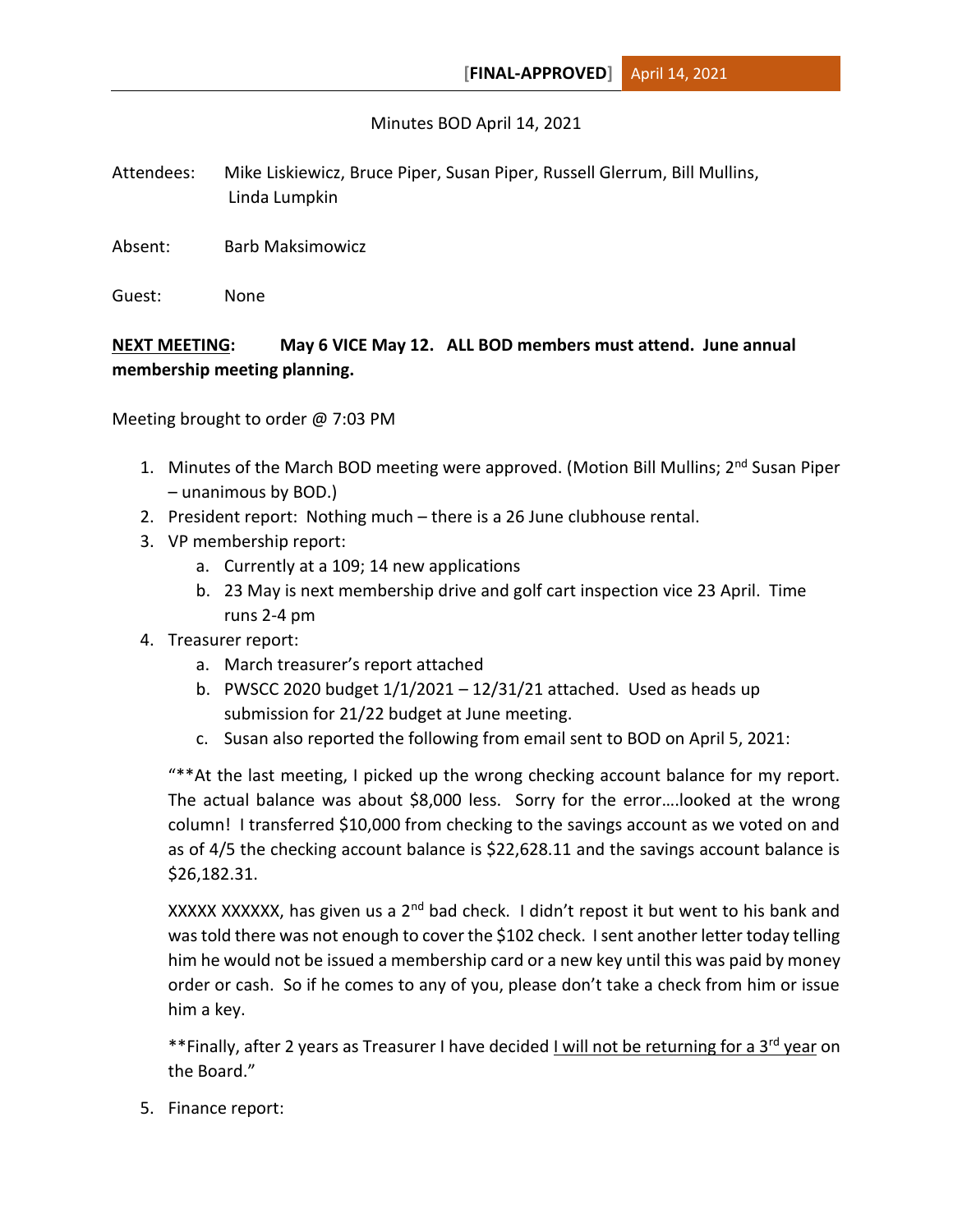Minutes BOD April 14, 2021

Attendees: Mike Liskiewicz, Bruce Piper, Susan Piper, Russell Glerrum, Bill Mullins, Linda Lumpkin

Absent: Barb Maksimowicz

Guest: None

**<u>NEXT MEETING</u>: May 6 VICE May 12. ALL BOD members must attend. June annual membership meeting planning.**

Meeting brought to order @ 7:03 PM

1. Minutes of the March BOD meeting were approved. (Motion Bill Mullins; 2nd Susan Piper – unanimous by BOD.)
2. President report: Nothing much – there is a 26 June clubhouse rental.
3. VP membership report:
   a. Currently at a 109; 14 new applications
   b. 23 May is next membership drive and golf cart inspection vice 23 April. Time runs 2-4 pm
4. Treasurer report:
   a. March treasurer's report attached
   b. PWSCC 2020 budget 1/1/2021 – 12/31/21 attached. Used as heads up submission for 21/22 budget at June meeting.
   c. Susan also reported the following from email sent to BOD on April 5, 2021:

   "**At the last meeting, I picked up the wrong checking account balance for my report. The actual balance was about $8,000 less. Sorry for the error….looked at the wrong column! I transferred $10,000 from checking to the savings account as we voted on and as of 4/5 the checking account balance is $22,628.11 and the savings account balance is $26,182.31.

   XXXXX XXXXXX, has given us a 2nd bad check. I didn't repost it but went to his bank and was told there was not enough to cover the $102 check. I sent another letter today telling him he would not be issued a membership card or a new key until this was paid by money order or cash. So if he comes to any of you, please don't take a check from him or issue him a key.

   **Finally, after 2 years as Treasurer I have decided <u>I will not be returning for a 3rd year</u> on the Board."

5. Finance report: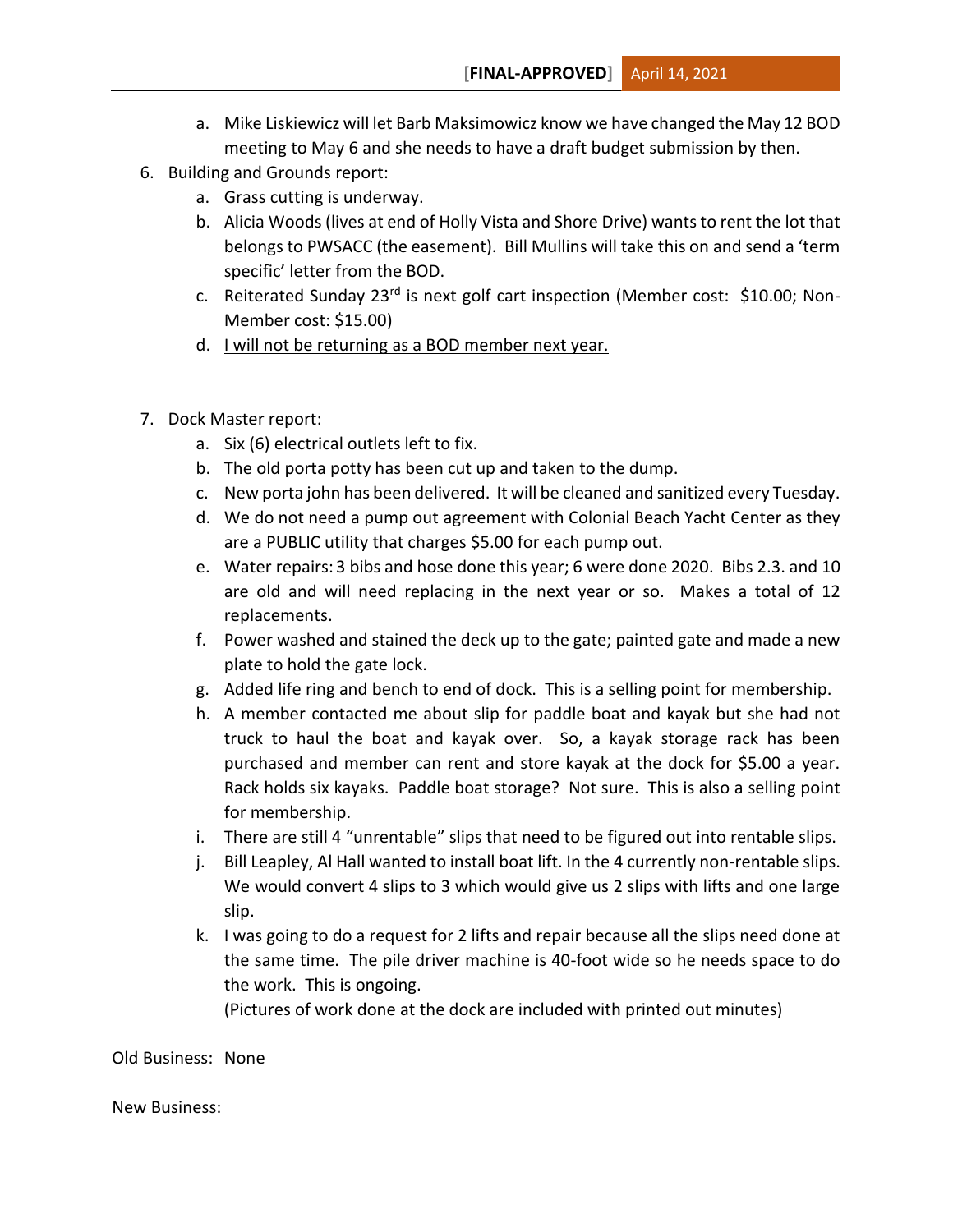a. Mike Liskiewicz will let Barb Maksimowicz know we have changed the May 12 BOD meeting to May 6 and she needs to have a draft budget submission by then.

6. Building and Grounds report:
   a. Grass cutting is underway.
   b. Alicia Woods (lives at end of Holly Vista and Shore Drive) wants to rent the lot that belongs to PWSACC (the easement). Bill Mullins will take this on and send a 'term specific' letter from the BOD.
   c. Reiterated Sunday 23rd is next golf cart inspection (Member cost: $10.00; Non-Member cost: $15.00)
   d. <u>I will not be returning as a BOD member next year.</u>

7. Dock Master report:
   a. Six (6) electrical outlets left to fix.
   b. The old porta potty has been cut up and taken to the dump.
   c. New porta john has been delivered. It will be cleaned and sanitized every Tuesday.
   d. We do not need a pump out agreement with Colonial Beach Yacht Center as they are a PUBLIC utility that charges $5.00 for each pump out.
   e. Water repairs: 3 bibs and hose done this year; 6 were done 2020. Bibs 2.3. and 10 are old and will need replacing in the next year or so. Makes a total of 12 replacements.
   f. Power washed and stained the deck up to the gate; painted gate and made a new plate to hold the gate lock.
   g. Added life ring and bench to end of dock. This is a selling point for membership.
   h. A member contacted me about slip for paddle boat and kayak but she had not truck to haul the boat and kayak over. So, a kayak storage rack has been purchased and member can rent and store kayak at the dock for $5.00 a year. Rack holds six kayaks. Paddle boat storage? Not sure. This is also a selling point for membership.
   i. There are still 4 "unrentable" slips that need to be figured out into rentable slips.
   j. Bill Leapley, Al Hall wanted to install boat lift. In the 4 currently non-rentable slips. We would convert 4 slips to 3 which would give us 2 slips with lifts and one large slip.
   k. I was going to do a request for 2 lifts and repair because all the slips need done at the same time. The pile driver machine is 40-foot wide so he needs space to do the work. This is ongoing.
      (Pictures of work done at the dock are included with printed out minutes)

Old Business: None

New Business: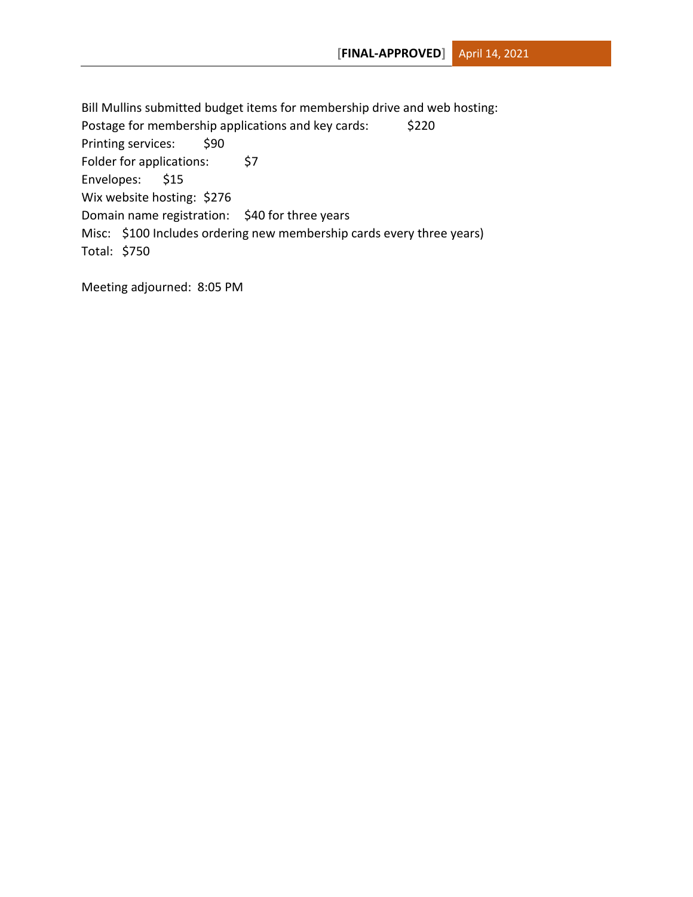Bill Mullins submitted budget items for membership drive and web hosting:
Postage for membership applications and key cards: $220
Printing services: $90
Folder for applications: $7
Envelopes: $15
Wix website hosting: $276
Domain name registration: $40 for three years
Misc: $100 Includes ordering new membership cards every three years)
Total: $750

Meeting adjourned: 8:05 PM